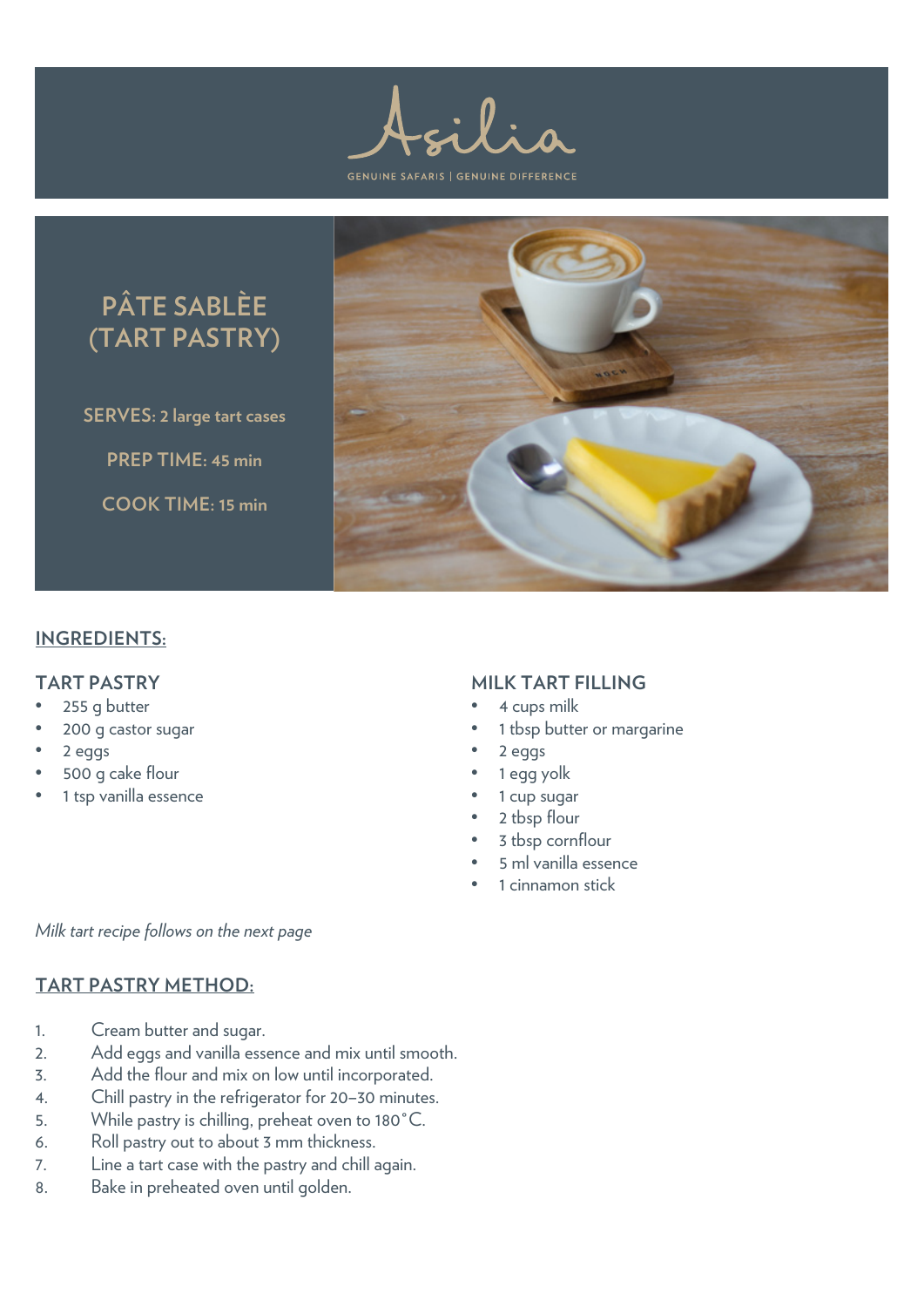Asilia

GENUINE SAFARIS | GENUINE DIFFERENCE

# PÂTE SABLÈE (TART PASTRY)

**SERVES:** 2 large tart cases

**PREP TIME:** 45 min

**COOK TIME:** 15 min

## INGREDIENTS:

### TART PASTRY

- 255 g butter
- 200 g castor sugar
- 2 eggs
- 500 g cake flour
- 1 tsp vanilla essence

### MILK TART FILLING

- 4 cups milk
- 1 tbsp butter or margarine
- 2 eggs
- 1 egg yolk
- 1 cup sugar
- 2 tbsp flour
- 3 tbsp cornflour
- 5 ml vanilla essence
- 1 cinnamon stick

*Milk tart recipe follows on the next page*

## TART PASTRY METHOD:

1. Cream butter and sugar.
2. Add eggs and vanilla essence and mix until smooth.
3. Add the flour and mix on low until incorporated.
4. Chill pastry in the refrigerator for 20–30 minutes.
5. While pastry is chilling, preheat oven to 180˚C.
6. Roll pastry out to about 3 mm thickness.
7. Line a tart case with the pastry and chill again.
8. Bake in preheated oven until golden.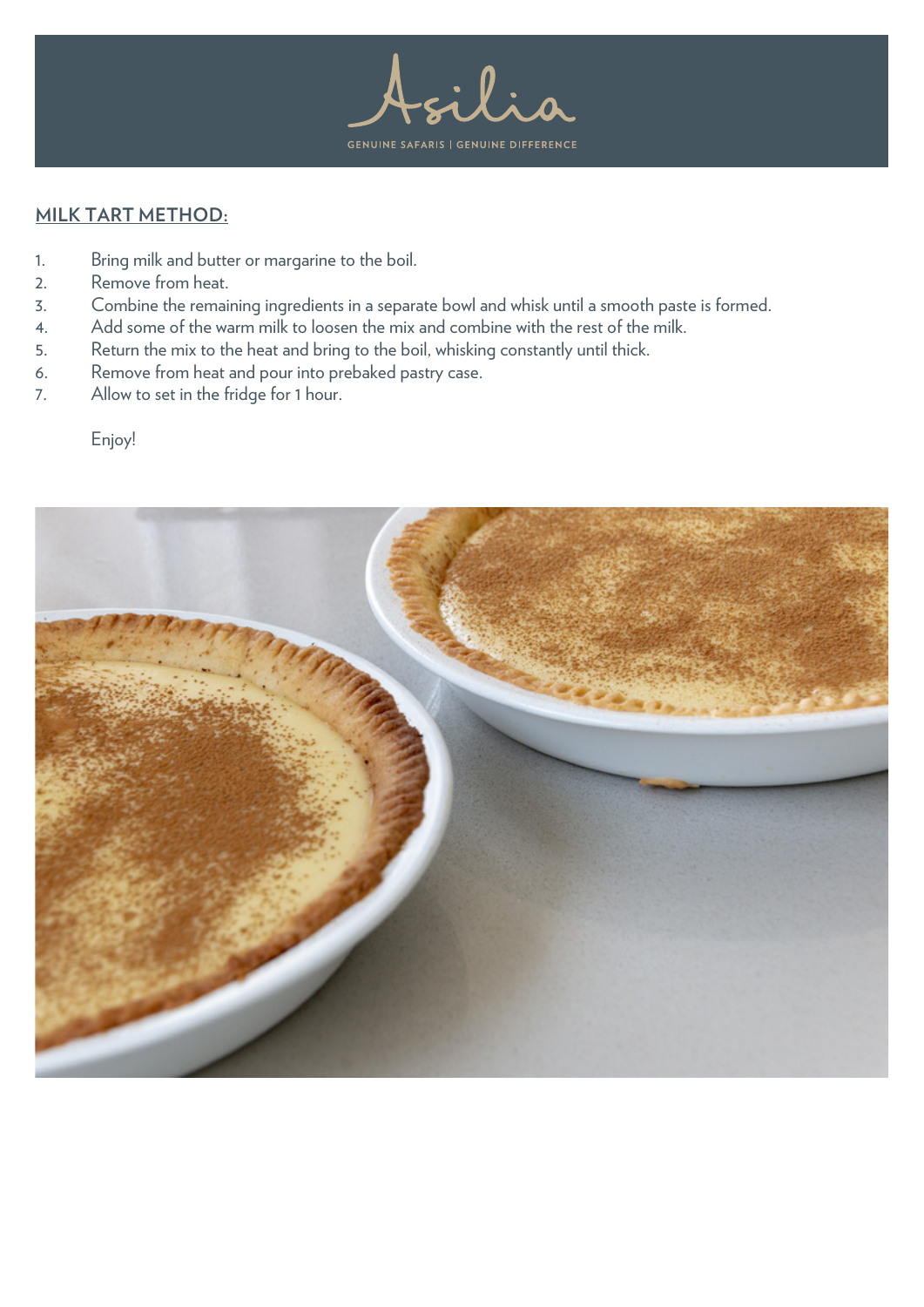## MILK TART METHOD:

1. Bring milk and butter or margarine to the boil.
2. Remove from heat.
3. Combine the remaining ingredients in a separate bowl and whisk until a smooth paste is formed.
4. Add some of the warm milk to loosen the mix and combine with the rest of the milk.
5. Return the mix to the heat and bring to the boil, whisking constantly until thick.
6. Remove from heat and pour into prebaked pastry case.
7. Allow to set in the fridge for 1 hour.

Enjoy!